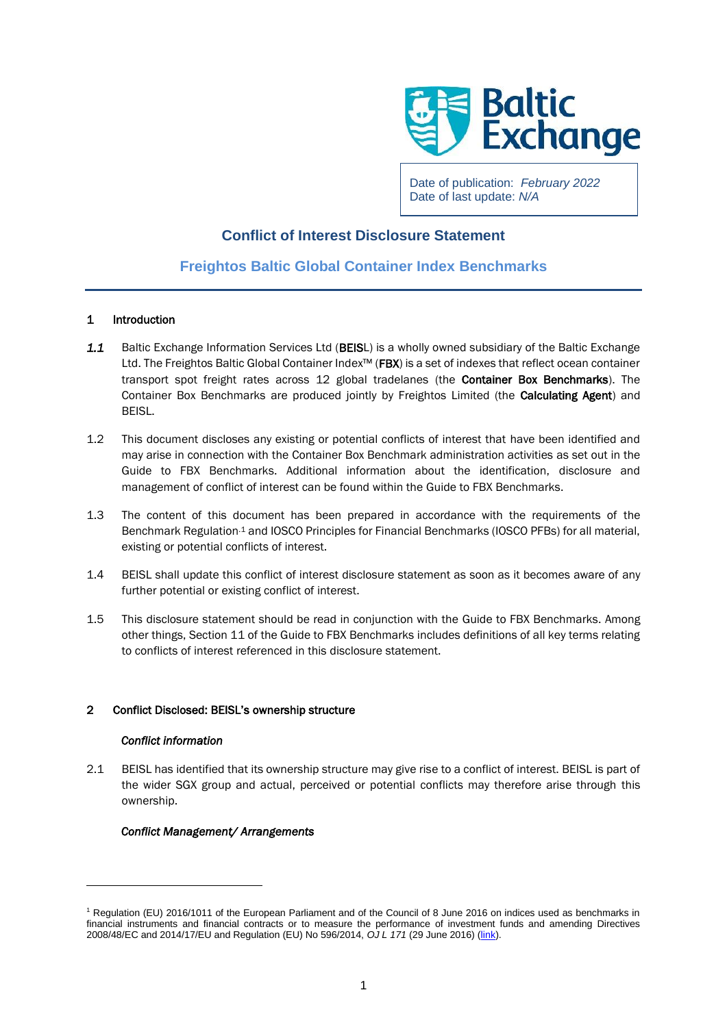Date of publication: *February 2022*
Date of last update: *N/A*

# Conflict of Interest Disclosure Statement

## Freightos Baltic Global Container Index Benchmarks

### 1 Introduction

*1.1* Baltic Exchange Information Services Ltd (**BEISL**) is a wholly owned subsidiary of the Baltic Exchange Ltd. The Freightos Baltic Global Container Index™ (**FBX**) is a set of indexes that reflect ocean container transport spot freight rates across 12 global tradelanes (the **Container Box Benchmarks**). The Container Box Benchmarks are produced jointly by Freightos Limited (the **Calculating Agent**) and BEISL.

1.2 This document discloses any existing or potential conflicts of interest that have been identified and may arise in connection with the Container Box Benchmark administration activities as set out in the Guide to FBX Benchmarks. Additional information about the identification, disclosure and management of conflict of interest can be found within the Guide to FBX Benchmarks.

1.3 The content of this document has been prepared in accordance with the requirements of the Benchmark Regulation[1] and IOSCO Principles for Financial Benchmarks (IOSCO PFBs) for all material, existing or potential conflicts of interest.

1.4 BEISL shall update this conflict of interest disclosure statement as soon as it becomes aware of any further potential or existing conflict of interest.

1.5 This disclosure statement should be read in conjunction with the Guide to FBX Benchmarks. Among other things, Section 11 of the Guide to FBX Benchmarks includes definitions of all key terms relating to conflicts of interest referenced in this disclosure statement.

### 2 Conflict Disclosed: BEISL's ownership structure

*Conflict information*

2.1 BEISL has identified that its ownership structure may give rise to a conflict of interest. BEISL is part of the wider SGX group and actual, perceived or potential conflicts may therefore arise through this ownership.

*Conflict Management/ Arrangements*

---

[1] Regulation (EU) 2016/1011 of the European Parliament and of the Council of 8 June 2016 on indices used as benchmarks in financial instruments and financial contracts or to measure the performance of investment funds and amending Directives 2008/48/EC and 2014/17/EU and Regulation (EU) No 596/2014, *OJ L 171* (29 June 2016) (link).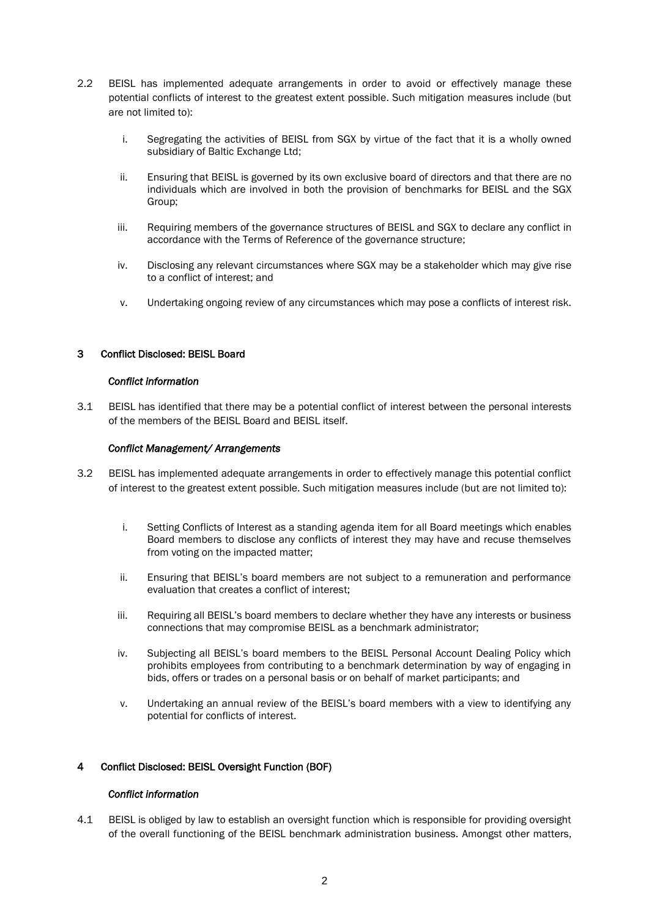2.2 BEISL has implemented adequate arrangements in order to avoid or effectively manage these potential conflicts of interest to the greatest extent possible. Such mitigation measures include (but are not limited to):

i. Segregating the activities of BEISL from SGX by virtue of the fact that it is a wholly owned subsidiary of Baltic Exchange Ltd;

ii. Ensuring that BEISL is governed by its own exclusive board of directors and that there are no individuals which are involved in both the provision of benchmarks for BEISL and the SGX Group;

iii. Requiring members of the governance structures of BEISL and SGX to declare any conflict in accordance with the Terms of Reference of the governance structure;

iv. Disclosing any relevant circumstances where SGX may be a stakeholder which may give rise to a conflict of interest; and

v. Undertaking ongoing review of any circumstances which may pose a conflicts of interest risk.

## 3 Conflict Disclosed: BEISL Board

*Conflict information*

3.1 BEISL has identified that there may be a potential conflict of interest between the personal interests of the members of the BEISL Board and BEISL itself.

*Conflict Management/ Arrangements*

3.2 BEISL has implemented adequate arrangements in order to effectively manage this potential conflict of interest to the greatest extent possible. Such mitigation measures include (but are not limited to):

i. Setting Conflicts of Interest as a standing agenda item for all Board meetings which enables Board members to disclose any conflicts of interest they may have and recuse themselves from voting on the impacted matter;

ii. Ensuring that BEISL's board members are not subject to a remuneration and performance evaluation that creates a conflict of interest;

iii. Requiring all BEISL's board members to declare whether they have any interests or business connections that may compromise BEISL as a benchmark administrator;

iv. Subjecting all BEISL's board members to the BEISL Personal Account Dealing Policy which prohibits employees from contributing to a benchmark determination by way of engaging in bids, offers or trades on a personal basis or on behalf of market participants; and

v. Undertaking an annual review of the BEISL's board members with a view to identifying any potential for conflicts of interest.

## 4 Conflict Disclosed: BEISL Oversight Function (BOF)

*Conflict information*

4.1 BEISL is obliged by law to establish an oversight function which is responsible for providing oversight of the overall functioning of the BEISL benchmark administration business. Amongst other matters,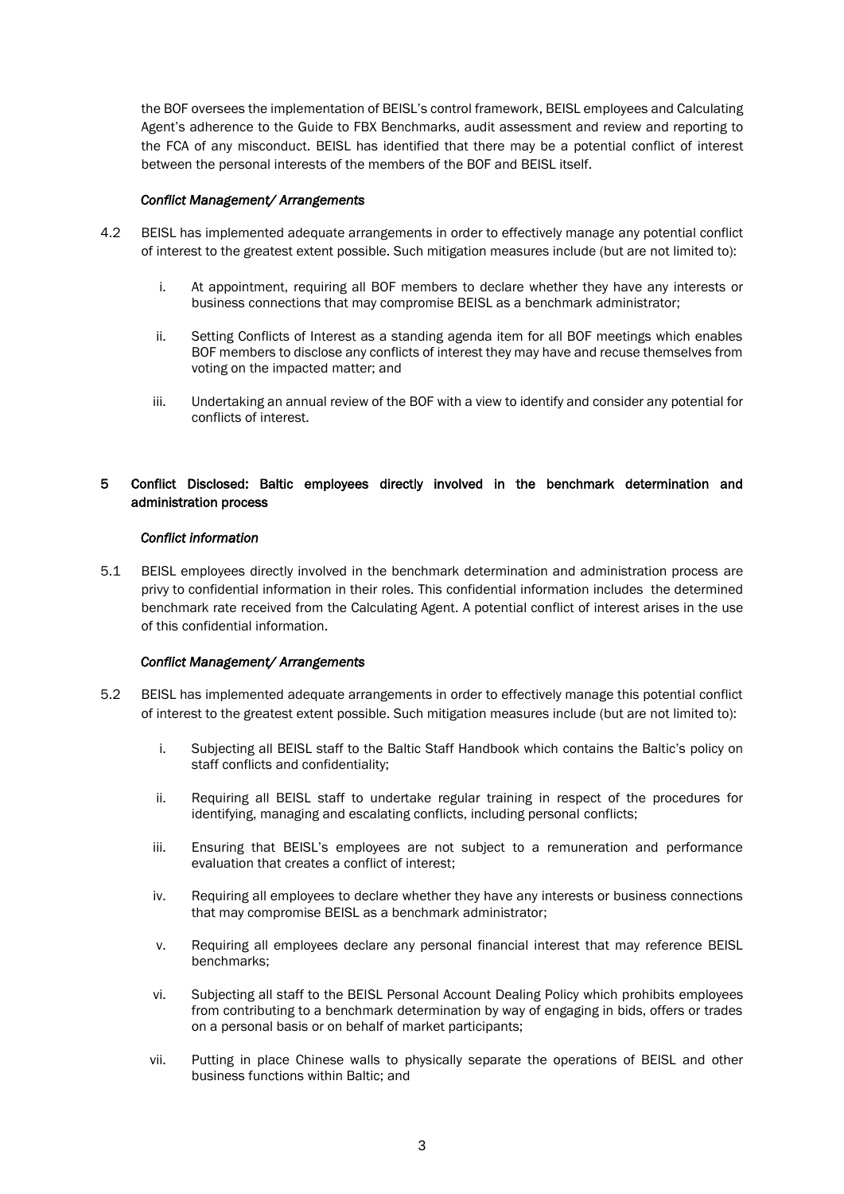the BOF oversees the implementation of BEISL's control framework, BEISL employees and Calculating Agent's adherence to the Guide to FBX Benchmarks, audit assessment and review and reporting to the FCA of any misconduct. BEISL has identified that there may be a potential conflict of interest between the personal interests of the members of the BOF and BEISL itself.

*Conflict Management/ Arrangements*

4.2 BEISL has implemented adequate arrangements in order to effectively manage any potential conflict of interest to the greatest extent possible. Such mitigation measures include (but are not limited to):

i. At appointment, requiring all BOF members to declare whether they have any interests or business connections that may compromise BEISL as a benchmark administrator;

ii. Setting Conflicts of Interest as a standing agenda item for all BOF meetings which enables BOF members to disclose any conflicts of interest they may have and recuse themselves from voting on the impacted matter; and

iii. Undertaking an annual review of the BOF with a view to identify and consider any potential for conflicts of interest.

## 5 Conflict Disclosed: Baltic employees directly involved in the benchmark determination and administration process

*Conflict information*

5.1 BEISL employees directly involved in the benchmark determination and administration process are privy to confidential information in their roles. This confidential information includes the determined benchmark rate received from the Calculating Agent. A potential conflict of interest arises in the use of this confidential information.

*Conflict Management/ Arrangements*

5.2 BEISL has implemented adequate arrangements in order to effectively manage this potential conflict of interest to the greatest extent possible. Such mitigation measures include (but are not limited to):

i. Subjecting all BEISL staff to the Baltic Staff Handbook which contains the Baltic's policy on staff conflicts and confidentiality;

ii. Requiring all BEISL staff to undertake regular training in respect of the procedures for identifying, managing and escalating conflicts, including personal conflicts;

iii. Ensuring that BEISL's employees are not subject to a remuneration and performance evaluation that creates a conflict of interest;

iv. Requiring all employees to declare whether they have any interests or business connections that may compromise BEISL as a benchmark administrator;

v. Requiring all employees declare any personal financial interest that may reference BEISL benchmarks;

vi. Subjecting all staff to the BEISL Personal Account Dealing Policy which prohibits employees from contributing to a benchmark determination by way of engaging in bids, offers or trades on a personal basis or on behalf of market participants;

vii. Putting in place Chinese walls to physically separate the operations of BEISL and other business functions within Baltic; and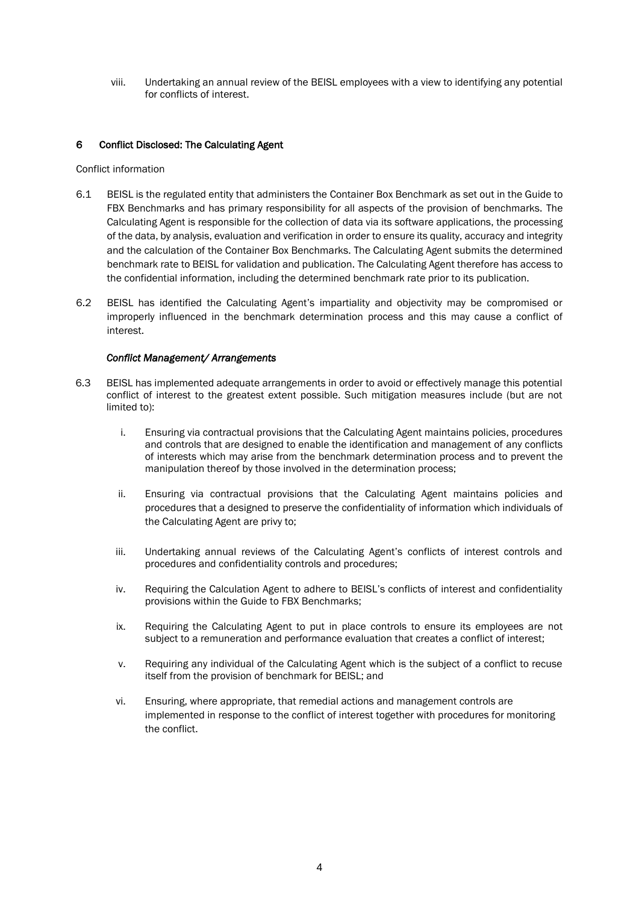viii. Undertaking an annual review of the BEISL employees with a view to identifying any potential for conflicts of interest.

## 6 Conflict Disclosed: The Calculating Agent

Conflict information

6.1 BEISL is the regulated entity that administers the Container Box Benchmark as set out in the Guide to FBX Benchmarks and has primary responsibility for all aspects of the provision of benchmarks. The Calculating Agent is responsible for the collection of data via its software applications, the processing of the data, by analysis, evaluation and verification in order to ensure its quality, accuracy and integrity and the calculation of the Container Box Benchmarks. The Calculating Agent submits the determined benchmark rate to BEISL for validation and publication. The Calculating Agent therefore has access to the confidential information, including the determined benchmark rate prior to its publication.

6.2 BEISL has identified the Calculating Agent's impartiality and objectivity may be compromised or improperly influenced in the benchmark determination process and this may cause a conflict of interest.

*Conflict Management/ Arrangements*

6.3 BEISL has implemented adequate arrangements in order to avoid or effectively manage this potential conflict of interest to the greatest extent possible. Such mitigation measures include (but are not limited to):

i. Ensuring via contractual provisions that the Calculating Agent maintains policies, procedures and controls that are designed to enable the identification and management of any conflicts of interests which may arise from the benchmark determination process and to prevent the manipulation thereof by those involved in the determination process;

ii. Ensuring via contractual provisions that the Calculating Agent maintains policies and procedures that a designed to preserve the confidentiality of information which individuals of the Calculating Agent are privy to;

iii. Undertaking annual reviews of the Calculating Agent's conflicts of interest controls and procedures and confidentiality controls and procedures;

iv. Requiring the Calculation Agent to adhere to BEISL's conflicts of interest and confidentiality provisions within the Guide to FBX Benchmarks;

ix. Requiring the Calculating Agent to put in place controls to ensure its employees are not subject to a remuneration and performance evaluation that creates a conflict of interest;

v. Requiring any individual of the Calculating Agent which is the subject of a conflict to recuse itself from the provision of benchmark for BEISL; and

vi. Ensuring, where appropriate, that remedial actions and management controls are implemented in response to the conflict of interest together with procedures for monitoring the conflict.